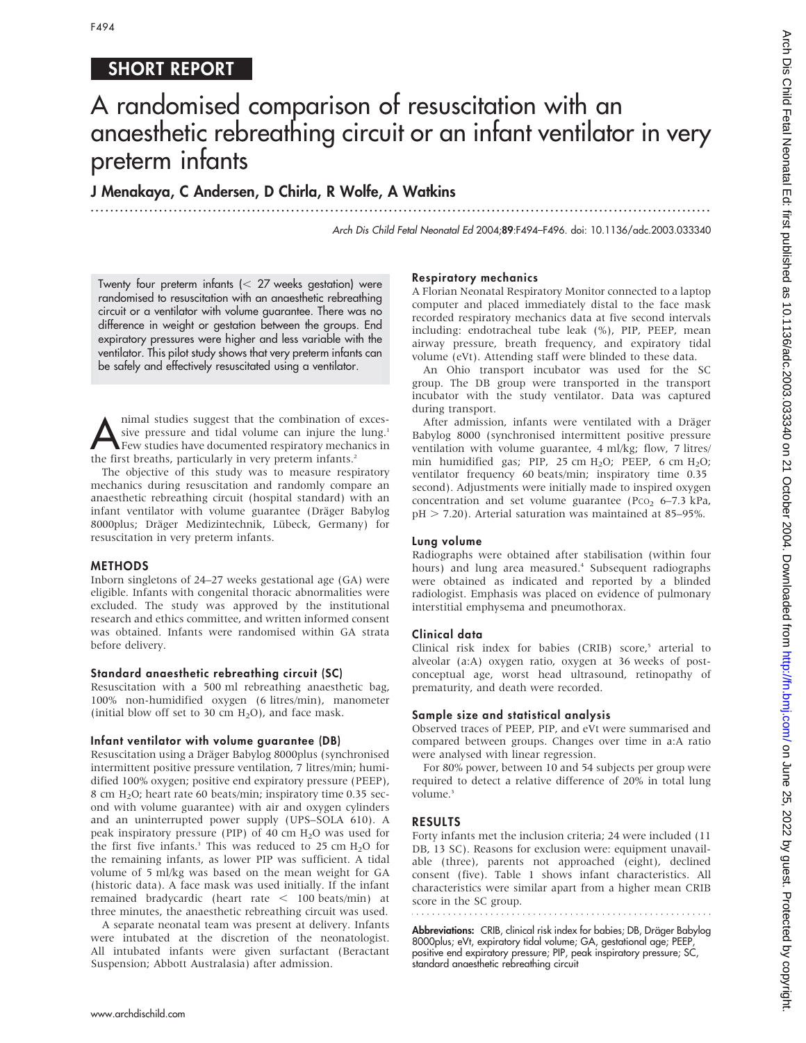SHORT REPORT

# A randomised comparison of resuscitation with an anaesthetic rebreathing circuit or an infant ventilator in very preterm infants

**J Menakaya, C Andersen, D Chirla, R Wolfe, A Watkins**

Arch Dis Child Fetal Neonatal Ed 2004;89:F494–F496. doi: 10.1136/adc.2003.033340

Twenty four preterm infants (< 27 weeks gestation) were randomised to resuscitation with an anaesthetic rebreathing circuit or a ventilator with volume guarantee. There was no difference in weight or gestation between the groups. End expiratory pressures were higher and less variable with the ventilator. This pilot study shows that very preterm infants can be safely and effectively resuscitated using a ventilator.

Animal studies suggest that the combination of excessive pressure and tidal volume can injure the lung.[1] Few studies have documented respiratory mechanics in the first breaths, particularly in very preterm infants.[2]

The objective of this study was to measure respiratory mechanics during resuscitation and randomly compare an anaesthetic rebreathing circuit (hospital standard) with an infant ventilator with volume guarantee (Dräger Babylog 8000plus; Dräger Medizintechnik, Lübeck, Germany) for resuscitation in very preterm infants.

## METHODS

Inborn singletons of 24–27 weeks gestational age (GA) were eligible. Infants with congenital thoracic abnormalities were excluded. The study was approved by the institutional research and ethics committee, and written informed consent was obtained. Infants were randomised within GA strata before delivery.

### Standard anaesthetic rebreathing circuit (SC)

Resuscitation with a 500 ml rebreathing anaesthetic bag, 100% non-humidified oxygen (6 litres/min), manometer (initial blow off set to 30 cm $H_2O$), and face mask.

### Infant ventilator with volume guarantee (DB)

Resuscitation using a Dräger Babylog 8000plus (synchronised intermittent positive pressure ventilation, 7 litres/min; humidified 100% oxygen; positive end expiratory pressure (PEEP), 8 cm $H_2O$; heart rate 60 beats/min; inspiratory time 0.35 second with volume guarantee) with air and oxygen cylinders and an uninterrupted power supply (UPS–SOLA 610). A peak inspiratory pressure (PIP) of 40 cm $H_2O$ was used for the first five infants.[3] This was reduced to 25 cm $H_2O$ for the remaining infants, as lower PIP was sufficient. A tidal volume of 5 ml/kg was based on the mean weight for GA (historic data). A face mask was used initially. If the infant remained bradycardic (heart rate < 100 beats/min) at three minutes, the anaesthetic rebreathing circuit was used.

A separate neonatal team was present at delivery. Infants were intubated at the discretion of the neonatologist. All intubated infants were given surfactant (Beractant Suspension; Abbott Australasia) after admission.

### Respiratory mechanics

A Florian Neonatal Respiratory Monitor connected to a laptop computer and placed immediately distal to the face mask recorded respiratory mechanics data at five second intervals including: endotracheal tube leak (%), PIP, PEEP, mean airway pressure, breath frequency, and expiratory tidal volume (eVt). Attending staff were blinded to these data.

An Ohio transport incubator was used for the SC group. The DB group were transported in the transport incubator with the study ventilator. Data was captured during transport.

After admission, infants were ventilated with a Dräger Babylog 8000 (synchronised intermittent positive pressure ventilation with volume guarantee, 4 ml/kg; flow, 7 litres/min humidified gas; PIP, 25 cm $H_2O$; PEEP, 6 cm $H_2O$; ventilator frequency 60 beats/min; inspiratory time 0.35 second). Adjustments were initially made to inspired oxygen concentration and set volume guarantee ($P_{CO_2}$ 6–7.3 kPa, pH > 7.20). Arterial saturation was maintained at 85–95%.

### Lung volume

Radiographs were obtained after stabilisation (within four hours) and lung area measured.[4] Subsequent radiographs were obtained as indicated and reported by a blinded radiologist. Emphasis was placed on evidence of pulmonary interstitial emphysema and pneumothorax.

### Clinical data

Clinical risk index for babies (CRIB) score,[5] arterial to alveolar (a:A) oxygen ratio, oxygen at 36 weeks of postconceptual age, worst head ultrasound, retinopathy of prematurity, and death were recorded.

### Sample size and statistical analysis

Observed traces of PEEP, PIP, and eVt were summarised and compared between groups. Changes over time in a:A ratio were analysed with linear regression.

For 80% power, between 10 and 54 subjects per group were required to detect a relative difference of 20% in total lung volume.[3]

## RESULTS

Forty infants met the inclusion criteria; 24 were included (11 DB, 13 SC). Reasons for exclusion were: equipment unavailable (three), parents not approached (eight), declined consent (five). Table 1 shows infant characteristics. All characteristics were similar apart from a higher mean CRIB score in the SC group.

**Abbreviations:** CRIB, clinical risk index for babies; DB, Dräger Babylog 8000plus; eVt, expiratory tidal volume; GA, gestational age; PEEP, positive end expiratory pressure; PIP, peak inspiratory pressure; SC, standard anaesthetic rebreathing circuit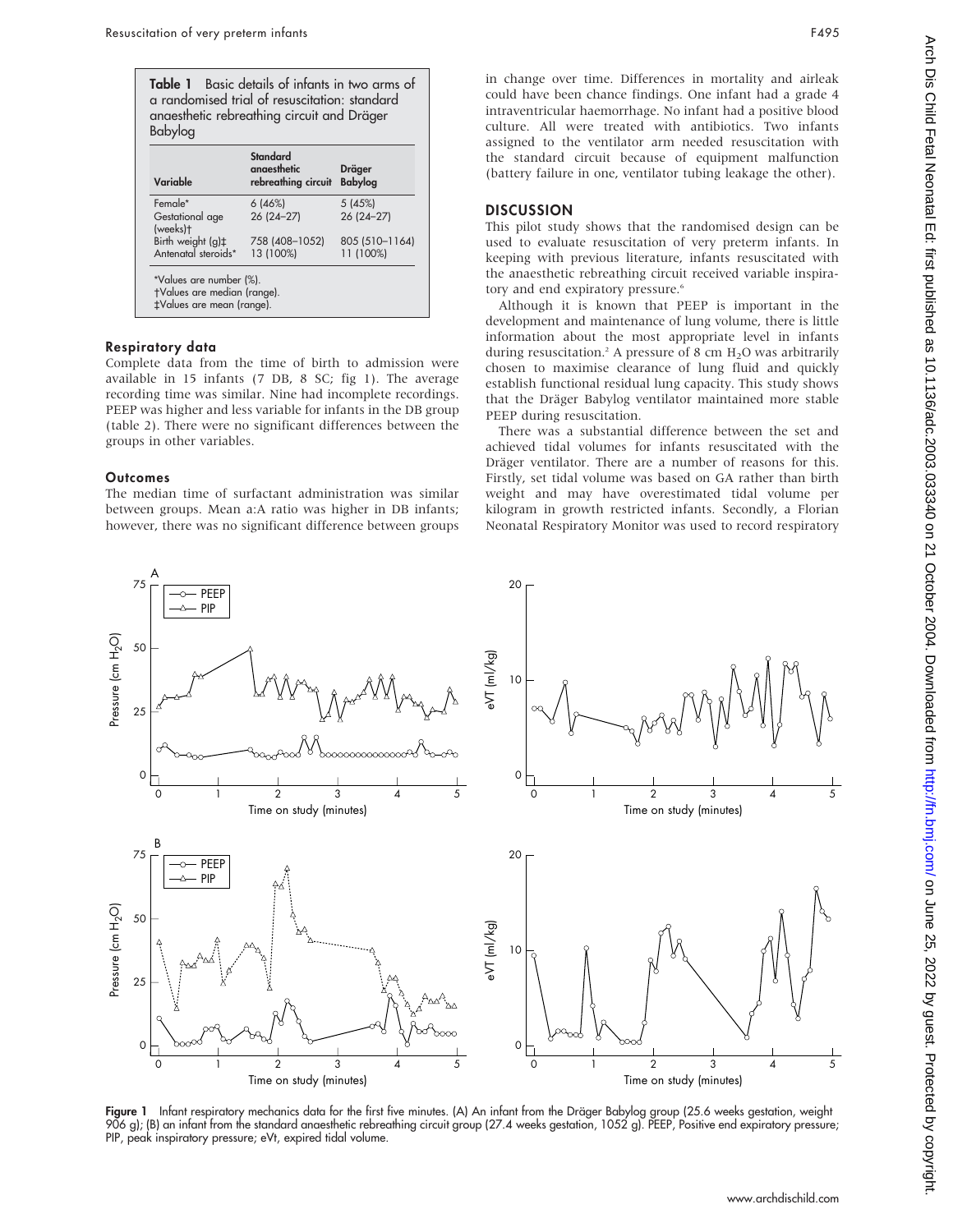**Table 1** Basic details of infants in two arms of a randomised trial of resuscitation: standard anaesthetic rebreathing circuit and Dräger Babylog

| Variable | Standard anaesthetic rebreathing circuit | Dräger Babylog |
|---|---|---|
| Female* | 6 (46%) | 5 (45%) |
| Gestational age (weeks)† | 26 (24–27) | 26 (24–27) |
| Birth weight (g)‡ | 758 (408–1052) | 805 (510–1164) |
| Antenatal steroids* | 13 (100%) | 11 (100%) |

*Values are number (%).
†Values are median (range).
‡Values are mean (range).

### Respiratory data

Complete data from the time of birth to admission were available in 15 infants (7 DB, 8 SC; fig 1). The average recording time was similar. Nine had incomplete recordings. PEEP was higher and less variable for infants in the DB group (table 2). There were no significant differences between the groups in other variables.

### Outcomes

The median time of surfactant administration was similar between groups. Mean a:A ratio was higher in DB infants; however, there was no significant difference between groups in change over time. Differences in mortality and airleak could have been chance findings. One infant had a grade 4 intraventricular haemorrhage. No infant had a positive blood culture. All were treated with antibiotics. Two infants assigned to the ventilator arm needed resuscitation with the standard circuit because of equipment malfunction (battery failure in one, ventilator tubing leakage the other).

## DISCUSSION

This pilot study shows that the randomised design can be used to evaluate resuscitation of very preterm infants. In keeping with previous literature, infants resuscitated with the anaesthetic rebreathing circuit received variable inspiratory and end expiratory pressure.[6]

Although it is known that PEEP is important in the development and maintenance of lung volume, there is little information about the most appropriate level in infants during resuscitation.[2] A pressure of 8 cm $H_2O$ was arbitrarily chosen to maximise clearance of lung fluid and quickly establish functional residual lung capacity. This study shows that the Dräger Babylog ventilator maintained more stable PEEP during resuscitation.

There was a substantial difference between the set and achieved tidal volumes for infants resuscitated with the Dräger ventilator. There are a number of reasons for this. Firstly, set tidal volume was based on GA rather than birth weight and may have overestimated tidal volume per kilogram in growth restricted infants. Secondly, a Florian Neonatal Respiratory Monitor was used to record respiratory

**Figure 1** Infant respiratory mechanics data for the first five minutes. (A) An infant from the Dräger Babylog group (25.6 weeks gestation, weight 906 g); (B) an infant from the standard anaesthetic rebreathing circuit group (27.4 weeks gestation, 1052 g). PEEP, Positive end expiratory pressure; PIP, peak inspiratory pressure; eVt, expired tidal volume.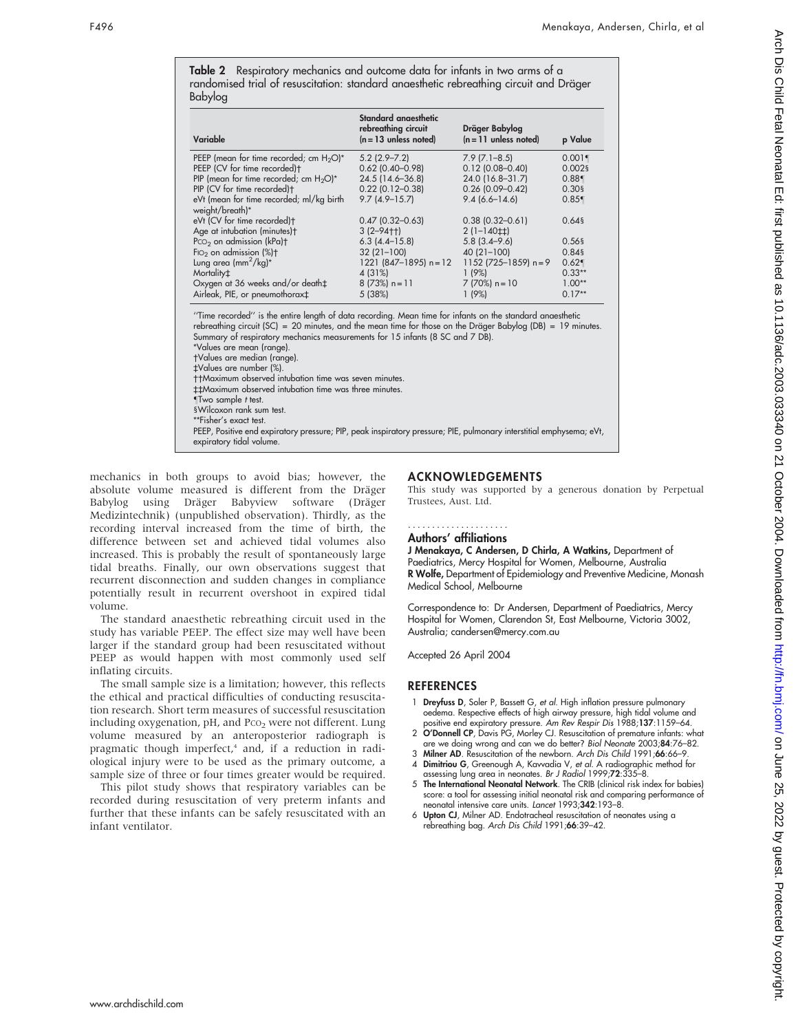**Table 2** Respiratory mechanics and outcome data for infants in two arms of a randomised trial of resuscitation: standard anaesthetic rebreathing circuit and Dräger Babylog

| Variable | Standard anaesthetic rebreathing circuit (n = 13 unless noted) | Dräger Babylog (n = 11 unless noted) | p Value |
|---|---|---|---|
| PEEP (mean for time recorded; cm $H_2O$)* | 5.2 (2.9–7.2) | 7.9 (7.1–8.5) | 0.001¶ |
| PEEP (CV for time recorded)† | 0.62 (0.40–0.98) | 0.12 (0.08–0.40) | 0.002§ |
| PIP (mean for time recorded; cm $H_2O$)* | 24.5 (14.6–36.8) | 24.0 (16.8–31.7) | 0.88¶ |
| PIP (CV for time recorded)† | 0.22 (0.12–0.38) | 0.26 (0.09–0.42) | 0.30§ |
| eVt (mean for time recorded; ml/kg birth weight/breath)* | 9.7 (4.9–15.7) | 9.4 (6.6–14.6) | 0.85¶ |
| eVt (CV for time recorded)† | 0.47 (0.32–0.63) | 0.38 (0.32–0.61) | 0.64§ |
| Age at intubation (minutes)† | 3 (2–94††) | 2 (1–140‡‡) | |
| $P_{CO_2}$ on admission (kPa)† | 6.3 (4.4–15.8) | 5.8 (3.4–9.6) | 0.56§ |
| $F_{IO_2}$ on admission (%)† | 32 (21–100) | 40 (21–100) | 0.84§ |
| Lung area ($mm^2$/kg)* | 1221 (847–1895) n = 12 | 1152 (725–1859) n = 9 | 0.62¶ |
| Mortality‡ | 4 (31%) | 1 (9%) | 0.33** |
| Oxygen at 36 weeks and/or death‡ | 8 (73%) n = 11 | 7 (70%) n = 10 | 1.00** |
| Airleak, PIE, or pneumothorax‡ | 5 (38%) | 1 (9%) | 0.17** |

"Time recorded" is the entire length of data recording. Mean time for infants on the standard anaesthetic rebreathing circuit (SC) = 20 minutes, and the mean time for those on the Dräger Babylog (DB) = 19 minutes. Summary of respiratory mechanics measurements for 15 infants (8 SC and 7 DB).
*Values are mean (range).
†Values are median (range).
‡Values are number (%).
††Maximum observed intubation time was seven minutes.
‡‡Maximum observed intubation time was three minutes.
¶Two sample *t* test.
§Wilcoxon rank sum test.
**Fisher's exact test.
PEEP, Positive end expiratory pressure; PIP, peak inspiratory pressure; PIE, pulmonary interstitial emphysema; eVt, expiratory tidal volume.

mechanics in both groups to avoid bias; however, the absolute volume measured is different from the Dräger Babylog using Dräger Babyview software (Dräger Medizintechnik) (unpublished observation). Thirdly, as the recording interval increased from the time of birth, the difference between set and achieved tidal volumes also increased. This is probably the result of spontaneously large tidal breaths. Finally, our own observations suggest that recurrent disconnection and sudden changes in compliance potentially result in recurrent overshoot in expired tidal volume.

The standard anaesthetic rebreathing circuit used in the study has variable PEEP. The effect size may well have been larger if the standard group had been resuscitated without PEEP as would happen with most commonly used self inflating circuits.

The small sample size is a limitation; however, this reflects the ethical and practical difficulties of conducting resuscitation research. Short term measures of successful resuscitation including oxygenation, pH, and $P_{CO_2}$ were not different. Lung volume measured by an anteroposterior radiograph is pragmatic though imperfect,[4] and, if a reduction in radiological injury were to be used as the primary outcome, a sample size of three or four times greater would be required.

This pilot study shows that respiratory variables can be recorded during resuscitation of very preterm infants and further that these infants can be safely resuscitated with an infant ventilator.

## ACKNOWLEDGEMENTS

This study was supported by a generous donation by Perpetual Trustees, Aust. Ltd.

### Authors' affiliations

**J Menakaya, C Andersen, D Chirla, A Watkins,** Department of Paediatrics, Mercy Hospital for Women, Melbourne, Australia
**R Wolfe,** Department of Epidemiology and Preventive Medicine, Monash Medical School, Melbourne

Correspondence to: Dr Andersen, Department of Paediatrics, Mercy Hospital for Women, Clarendon St, East Melbourne, Victoria 3002, Australia; candersen@mercy.com.au

Accepted 26 April 2004

## REFERENCES

1. **Dreyfuss D**, Soler P, Bassett G, *et al*. High inflation pressure pulmonary oedema. Respective effects of high airway pressure, high tidal volume and positive end expiratory pressure. *Am Rev Respir Dis* 1988;**137**:1159–64.
2. **O'Donnell CP**, Davis PG, Morley CJ. Resuscitation of premature infants: what are we doing wrong and can we do better? *Biol Neonate* 2003;**84**:76–82.
3. **Milner AD**. Resuscitation of the newborn. *Arch Dis Child* 1991;**66**:66–9.
4. **Dimitriou G**, Greenough A, Kavvadia V, *et al*. A radiographic method for assessing lung area in neonates. *Br J Radiol* 1999;**72**:335–8.
5. **The International Neonatal Network**. The CRIB (clinical risk index for babies) score: a tool for assessing initial neonatal risk and comparing performance of neonatal intensive care units. *Lancet* 1993;**342**:193–8.
6. **Upton CJ**, Milner AD. Endotracheal resuscitation of neonates using a rebreathing bag. *Arch Dis Child* 1991;**66**:39–42.